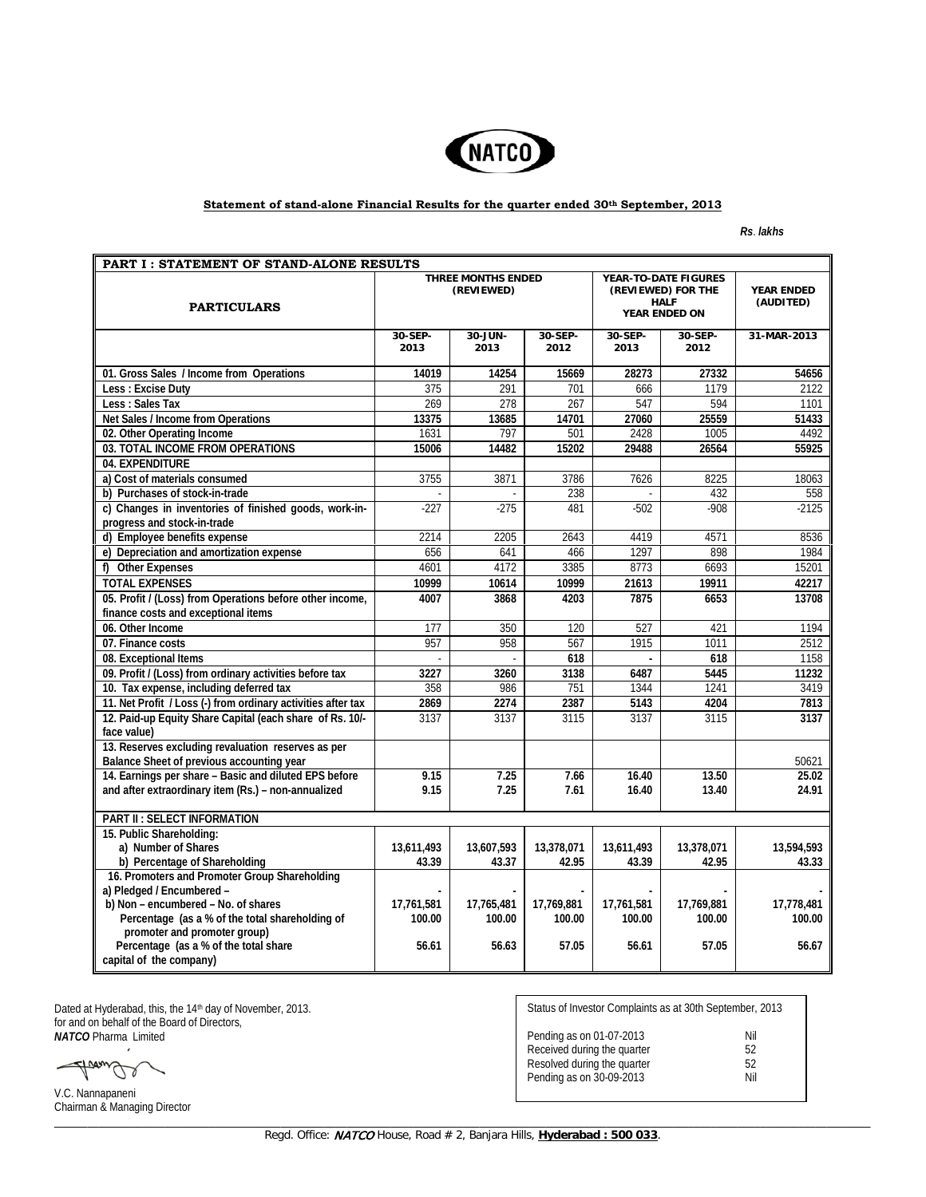NATCO

**Statement of stand-alone Financial Results for the quarter ended 30th September, 2013**

*Rs. lakhs*

| PART I : STATEMENT OF STAND-ALONE RESULTS | | | | | | |
|---|---|---|---|---|---|---|
| **PARTICULARS** | THREE MONTHS ENDED (REVIEWED) | | | YEAR-TO-DATE FIGURES (REVIEWED) FOR THE HALF YEAR ENDED ON | | YEAR ENDED (AUDITED) |
| | 30-SEP-2013 | 30-JUN-2013 | 30-SEP-2012 | 30-SEP-2013 | 30-SEP-2012 | 31-MAR-2013 |
| **01. Gross Sales / Income from Operations** | **14019** | **14254** | **15669** | **28273** | **27332** | **54656** |
| Less : Excise Duty | 375 | 291 | 701 | 666 | 1179 | 2122 |
| Less : Sales Tax | 269 | 278 | 267 | 547 | 594 | 1101 |
| **Net Sales / Income from Operations** | **13375** | **13685** | **14701** | **27060** | **25559** | **51433** |
| 02. Other Operating Income | 1631 | 797 | 501 | 2428 | 1005 | 4492 |
| **03. TOTAL INCOME FROM OPERATIONS** | **15006** | **14482** | **15202** | **29488** | **26564** | **55925** |
| 04. EXPENDITURE | | | | | | |
| a) Cost of materials consumed | 3755 | 3871 | 3786 | 7626 | 8225 | 18063 |
| b) Purchases of stock-in-trade | - | - | 238 | - | 432 | 558 |
| c) Changes in inventories of finished goods, work-in-progress and stock-in-trade | -227 | -275 | 481 | -502 | -908 | -2125 |
| d) Employee benefits expense | 2214 | 2205 | 2643 | 4419 | 4571 | 8536 |
| e) Depreciation and amortization expense | 656 | 641 | 466 | 1297 | 898 | 1984 |
| f) Other Expenses | 4601 | 4172 | 3385 | 8773 | 6693 | 15201 |
| **TOTAL EXPENSES** | **10999** | **10614** | **10999** | **21613** | **19911** | **42217** |
| **05. Profit / (Loss) from Operations before other income, finance costs and exceptional items** | **4007** | **3868** | **4203** | **7875** | **6653** | **13708** |
| 06. Other Income | 177 | 350 | 120 | 527 | 421 | 1194 |
| 07. Finance costs | 957 | 958 | 567 | 1915 | 1011 | 2512 |
| 08. Exceptional Items | - | - | **618** | **-** | **618** | 1158 |
| **09. Profit / (Loss) from ordinary activities before tax** | **3227** | **3260** | **3138** | **6487** | **5445** | **11232** |
| 10. Tax expense, including deferred tax | 358 | 986 | 751 | 1344 | 1241 | 3419 |
| **11. Net Profit / Loss (-) from ordinary activities after tax** | **2869** | **2274** | **2387** | **5143** | **4204** | **7813** |
| 12. Paid-up Equity Share Capital (each share of Rs. 10/- face value) | 3137 | 3137 | 3115 | 3137 | 3115 | **3137** |
| 13. Reserves excluding revaluation reserves as per Balance Sheet of previous accounting year | | | | | | 50621 |
| 14. Earnings per share – Basic and diluted EPS before and after extraordinary item (Rs.) – non-annualized | **9.15**<br>**9.15** | **7.25**<br>**7.25** | **7.66**<br>**7.61** | **16.40**<br>**16.40** | **13.50**<br>**13.40** | **25.02**<br>**24.91** |
| **PART II : SELECT INFORMATION** | | | | | | |
| 15. Public Shareholding: | | | | | | |
| a) Number of Shares | **13,611,493** | **13,607,593** | **13,378,071** | **13,611,493** | **13,378,071** | **13,594,593** |
| b) Percentage of Shareholding | **43.39** | **43.37** | **42.95** | **43.39** | **42.95** | **43.33** |
| 16. Promoters and Promoter Group Shareholding | | | | | | |
| a) Pledged / Encumbered – | **-** | **-** | **-** | **-** | **-** | **-** |
| b) Non – encumbered – No. of shares | **17,761,581** | **17,765,481** | **17,769,881** | **17,761,581** | **17,769,881** | **17,778,481** |
| Percentage (as a % of the total shareholding of promoter and promoter group) | **100.00** | **100.00** | **100.00** | **100.00** | **100.00** | **100.00** |
| Percentage (as a % of the total share capital of the company) | **56.61** | **56.63** | **57.05** | **56.61** | **57.05** | **56.67** |

Dated at Hyderabad, this, the 14th day of November, 2013.
for and on behalf of the Board of Directors,
***NATCO*** Pharma Limited

V.C. Nannapaneni
Chairman & Managing Director

| Status of Investor Complaints as at 30th September, 2013 | |
|---|---|
| Pending as on 01-07-2013 | Nil |
| Received during the quarter | 52 |
| Resolved during the quarter | 52 |
| Pending as on 30-09-2013 | Nil |

Regd. Office: *NATCO* House, Road # 2, Banjara Hills, **Hyderabad : 500 033**.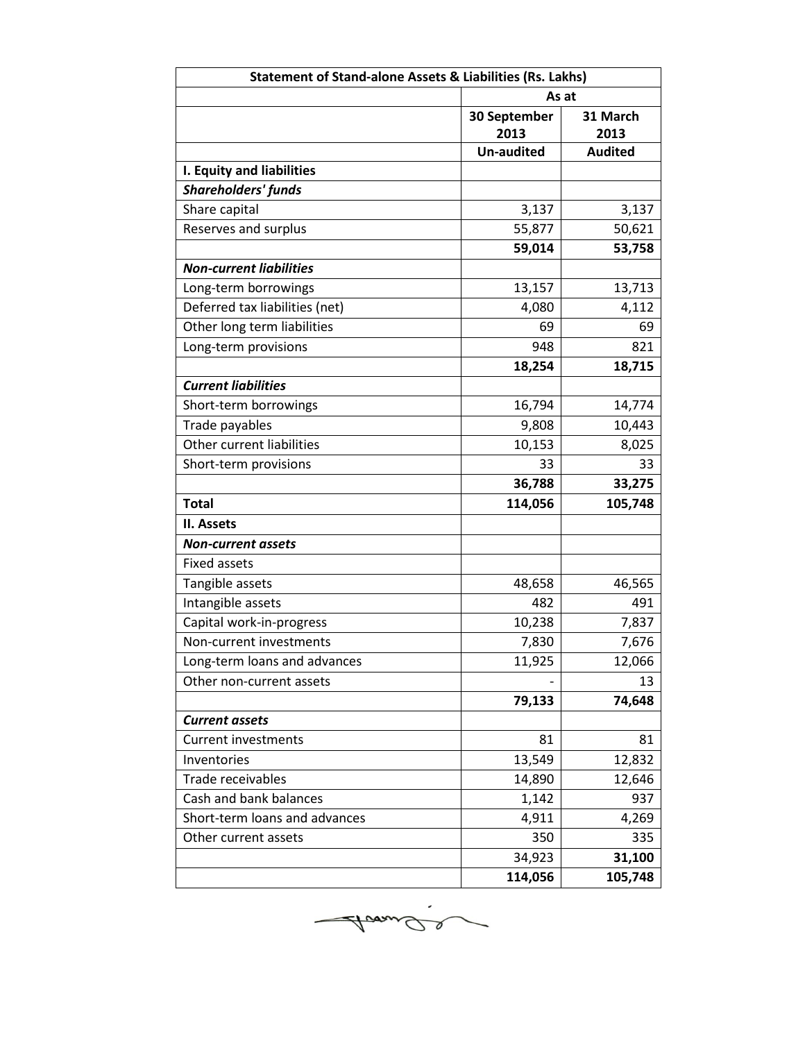| Statement of Stand-alone Assets & Liabilities (Rs. Lakhs) | | |
|---|---|---|
| | As at | |
| | 30 September 2013 | 31 March 2013 |
| | Un-audited | Audited |
| **I. Equity and liabilities** | | |
| ***Shareholders' funds*** | | |
| Share capital | 3,137 | 3,137 |
| Reserves and surplus | 55,877 | 50,621 |
| | **59,014** | **53,758** |
| ***Non-current liabilities*** | | |
| Long-term borrowings | 13,157 | 13,713 |
| Deferred tax liabilities (net) | 4,080 | 4,112 |
| Other long term liabilities | 69 | 69 |
| Long-term provisions | 948 | 821 |
| | **18,254** | **18,715** |
| ***Current liabilities*** | | |
| Short-term borrowings | 16,794 | 14,774 |
| Trade payables | 9,808 | 10,443 |
| Other current liabilities | 10,153 | 8,025 |
| Short-term provisions | 33 | 33 |
| | **36,788** | **33,275** |
| **Total** | **114,056** | **105,748** |
| **II. Assets** | | |
| ***Non-current assets*** | | |
| Fixed assets | | |
| Tangible assets | 48,658 | 46,565 |
| Intangible assets | 482 | 491 |
| Capital work-in-progress | 10,238 | 7,837 |
| Non-current investments | 7,830 | 7,676 |
| Long-term loans and advances | 11,925 | 12,066 |
| Other non-current assets | - | 13 |
| | **79,133** | **74,648** |
| ***Current assets*** | | |
| Current investments | 81 | 81 |
| Inventories | 13,549 | 12,832 |
| Trade receivables | 14,890 | 12,646 |
| Cash and bank balances | 1,142 | 937 |
| Short-term loans and advances | 4,911 | 4,269 |
| Other current assets | 350 | 335 |
| | 34,923 | **31,100** |
| | **114,056** | **105,748** |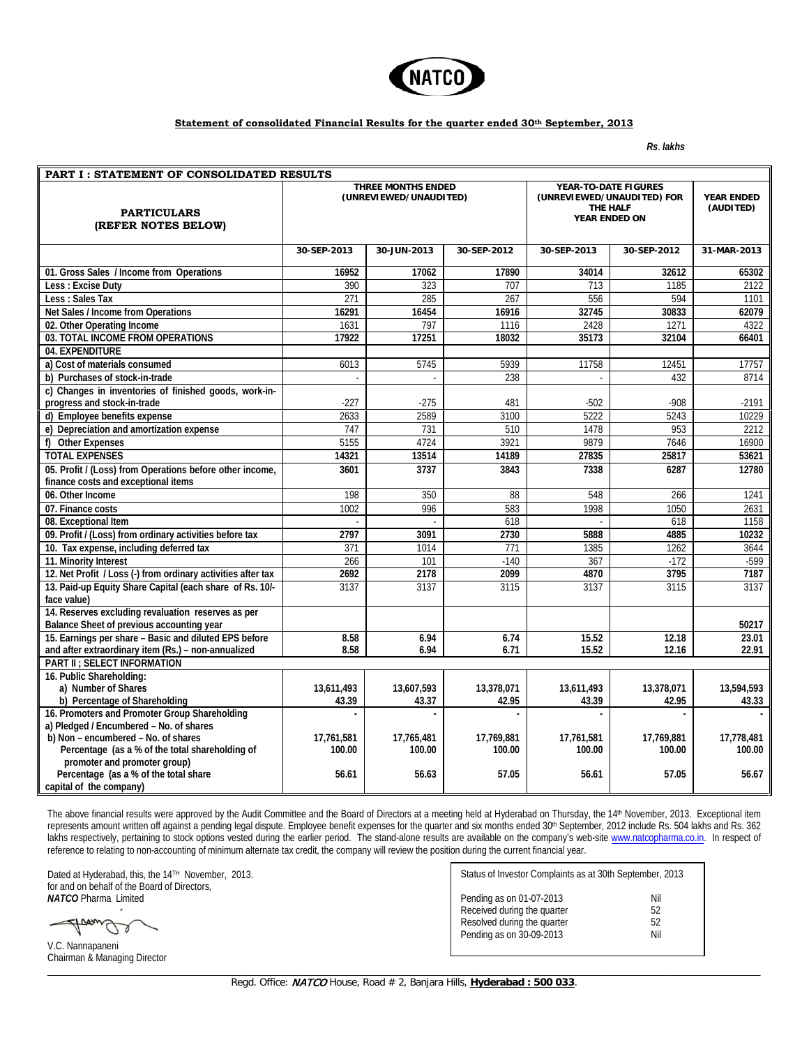NATCO

**Statement of consolidated Financial Results for the quarter ended 30th September, 2013**

*Rs. lakhs*

| PART I : STATEMENT OF CONSOLIDATED RESULTS | | | | | | |
|---|---|---|---|---|---|---|
| PARTICULARS (REFER NOTES BELOW) | THREE MONTHS ENDED (UNREVIEWED/UNAUDITED) | | | YEAR-TO-DATE FIGURES (UNREVIEWED/UNAUDITED) FOR THE HALF YEAR ENDED ON | | YEAR ENDED (AUDITED) |
| | 30-SEP-2013 | 30-JUN-2013 | 30-SEP-2012 | 30-SEP-2013 | 30-SEP-2012 | 31-MAR-2013 |
| 01. Gross Sales / Income from Operations | 16952 | 17062 | 17890 | 34014 | 32612 | 65302 |
| Less : Excise Duty | 390 | 323 | 707 | 713 | 1185 | 2122 |
| Less : Sales Tax | 271 | 285 | 267 | 556 | 594 | 1101 |
| Net Sales / Income from Operations | 16291 | 16454 | 16916 | 32745 | 30833 | 62079 |
| 02. Other Operating Income | 1631 | 797 | 1116 | 2428 | 1271 | 4322 |
| 03. TOTAL INCOME FROM OPERATIONS | 17922 | 17251 | 18032 | 35173 | 32104 | 66401 |
| 04. EXPENDITURE | | | | | | |
| a) Cost of materials consumed | 6013 | 5745 | 5939 | 11758 | 12451 | 17757 |
| b) Purchases of stock-in-trade | - | - | 238 | - | 432 | 8714 |
| c) Changes in inventories of finished goods, work-in-progress and stock-in-trade | -227 | -275 | 481 | -502 | -908 | -2191 |
| d) Employee benefits expense | 2633 | 2589 | 3100 | 5222 | 5243 | 10229 |
| e) Depreciation and amortization expense | 747 | 731 | 510 | 1478 | 953 | 2212 |
| f) Other Expenses | 5155 | 4724 | 3921 | 9879 | 7646 | 16900 |
| TOTAL EXPENSES | 14321 | 13514 | 14189 | 27835 | 25817 | 53621 |
| 05. Profit / (Loss) from Operations before other income, finance costs and exceptional items | 3601 | 3737 | 3843 | 7338 | 6287 | 12780 |
| 06. Other Income | 198 | 350 | 88 | 548 | 266 | 1241 |
| 07. Finance costs | 1002 | 996 | 583 | 1998 | 1050 | 2631 |
| 08. Exceptional Item | - | - | 618 | - | 618 | 1158 |
| 09. Profit / (Loss) from ordinary activities before tax | 2797 | 3091 | 2730 | 5888 | 4885 | 10232 |
| 10. Tax expense, including deferred tax | 371 | 1014 | 771 | 1385 | 1262 | 3644 |
| 11. Minority Interest | 266 | 101 | -140 | 367 | -172 | -599 |
| 12. Net Profit / Loss (-) from ordinary activities after tax | 2692 | 2178 | 2099 | 4870 | 3795 | 7187 |
| 13. Paid-up Equity Share Capital (each share of Rs. 10/- face value) | 3137 | 3137 | 3115 | 3137 | 3115 | 3137 |
| 14. Reserves excluding revaluation reserves as per Balance Sheet of previous accounting year | | | | | | 50217 |
| 15. Earnings per share – Basic and diluted EPS before and after extraordinary item (Rs.) – non-annualized | 8.58<br>8.58 | 6.94<br>6.94 | 6.74<br>6.71 | 15.52<br>15.52 | 12.18<br>12.16 | 23.01<br>22.91 |
| PART II ; SELECT INFORMATION | | | | | | |
| 16. Public Shareholding: | | | | | | |
| a) Number of Shares | 13,611,493 | 13,607,593 | 13,378,071 | 13,611,493 | 13,378,071 | 13,594,593 |
| b) Percentage of Shareholding | 43.39 | 43.37 | 42.95 | 43.39 | 42.95 | 43.33 |
| 16. Promoters and Promoter Group Shareholding<br>a) Pledged / Encumbered – No. of shares | - | - | - | - | - | - |
| b) Non – encumbered – No. of shares | 17,761,581 | 17,765,481 | 17,769,881 | 17,761,581 | 17,769,881 | 17,778,481 |
| Percentage (as a % of the total shareholding of promoter and promoter group) | 100.00 | 100.00 | 100.00 | 100.00 | 100.00 | 100.00 |
| Percentage (as a % of the total share capital of the company) | 56.61 | 56.63 | 57.05 | 56.61 | 57.05 | 56.67 |

The above financial results were approved by the Audit Committee and the Board of Directors at a meeting held at Hyderabad on Thursday, the 14th November, 2013. Exceptional item represents amount written off against a pending legal dispute. Employee benefit expenses for the quarter and six months ended 30th September, 2012 include Rs. 504 lakhs and Rs. 362 lakhs respectively, pertaining to stock options vested during the earlier period. The stand-alone results are available on the company's web-site www.natcopharma.co.in. In respect of reference to relating to non-accounting of minimum alternate tax credit, the company will review the position during the current financial year.

Dated at Hyderabad, this, the 14TH November, 2013.
for and on behalf of the Board of Directors,
*NATCO* Pharma Limited

V.C. Nannapaneni
Chairman & Managing Director

| Status of Investor Complaints as at 30th September, 2013 | |
|---|---|
| Pending as on 01-07-2013 | Nil |
| Received during the quarter | 52 |
| Resolved during the quarter | 52 |
| Pending as on 30-09-2013 | Nil |

Regd. Office: *NATCO* House, Road # 2, Banjara Hills, **Hyderabad : 500 033**.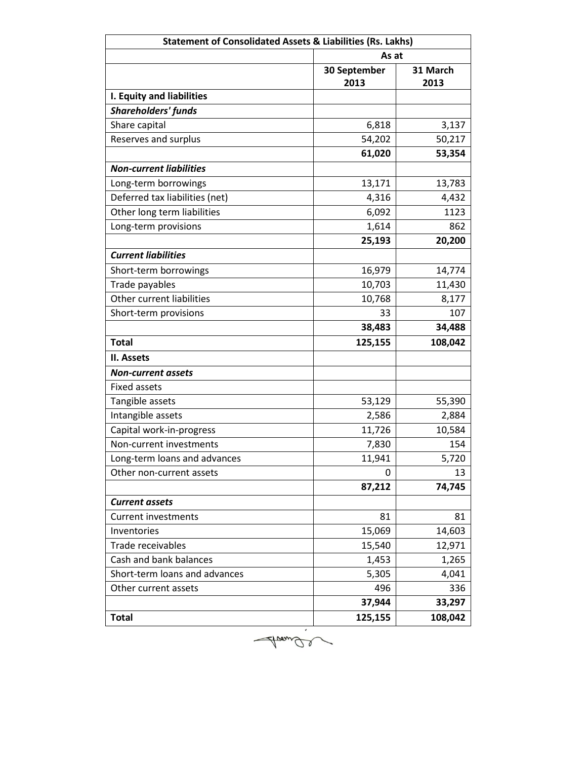| Statement of Consolidated Assets & Liabilities (Rs. Lakhs) | | |
|---|---|---|
| | As at | |
| | 30 September 2013 | 31 March 2013 |
| **I. Equity and liabilities** | | |
| ***Shareholders' funds*** | | |
| Share capital | 6,818 | 3,137 |
| Reserves and surplus | 54,202 | 50,217 |
| | **61,020** | **53,354** |
| ***Non-current liabilities*** | | |
| Long-term borrowings | 13,171 | 13,783 |
| Deferred tax liabilities (net) | 4,316 | 4,432 |
| Other long term liabilities | 6,092 | 1123 |
| Long-term provisions | 1,614 | 862 |
| | **25,193** | **20,200** |
| ***Current liabilities*** | | |
| Short-term borrowings | 16,979 | 14,774 |
| Trade payables | 10,703 | 11,430 |
| Other current liabilities | 10,768 | 8,177 |
| Short-term provisions | 33 | 107 |
| | **38,483** | **34,488** |
| **Total** | **125,155** | **108,042** |
| **II. Assets** | | |
| ***Non-current assets*** | | |
| Fixed assets | | |
| Tangible assets | 53,129 | 55,390 |
| Intangible assets | 2,586 | 2,884 |
| Capital work-in-progress | 11,726 | 10,584 |
| Non-current investments | 7,830 | 154 |
| Long-term loans and advances | 11,941 | 5,720 |
| Other non-current assets | 0 | 13 |
| | **87,212** | **74,745** |
| ***Current assets*** | | |
| Current investments | 81 | 81 |
| Inventories | 15,069 | 14,603 |
| Trade receivables | 15,540 | 12,971 |
| Cash and bank balances | 1,453 | 1,265 |
| Short-term loans and advances | 5,305 | 4,041 |
| Other current assets | 496 | 336 |
| | **37,944** | **33,297** |
| **Total** | **125,155** | **108,042** |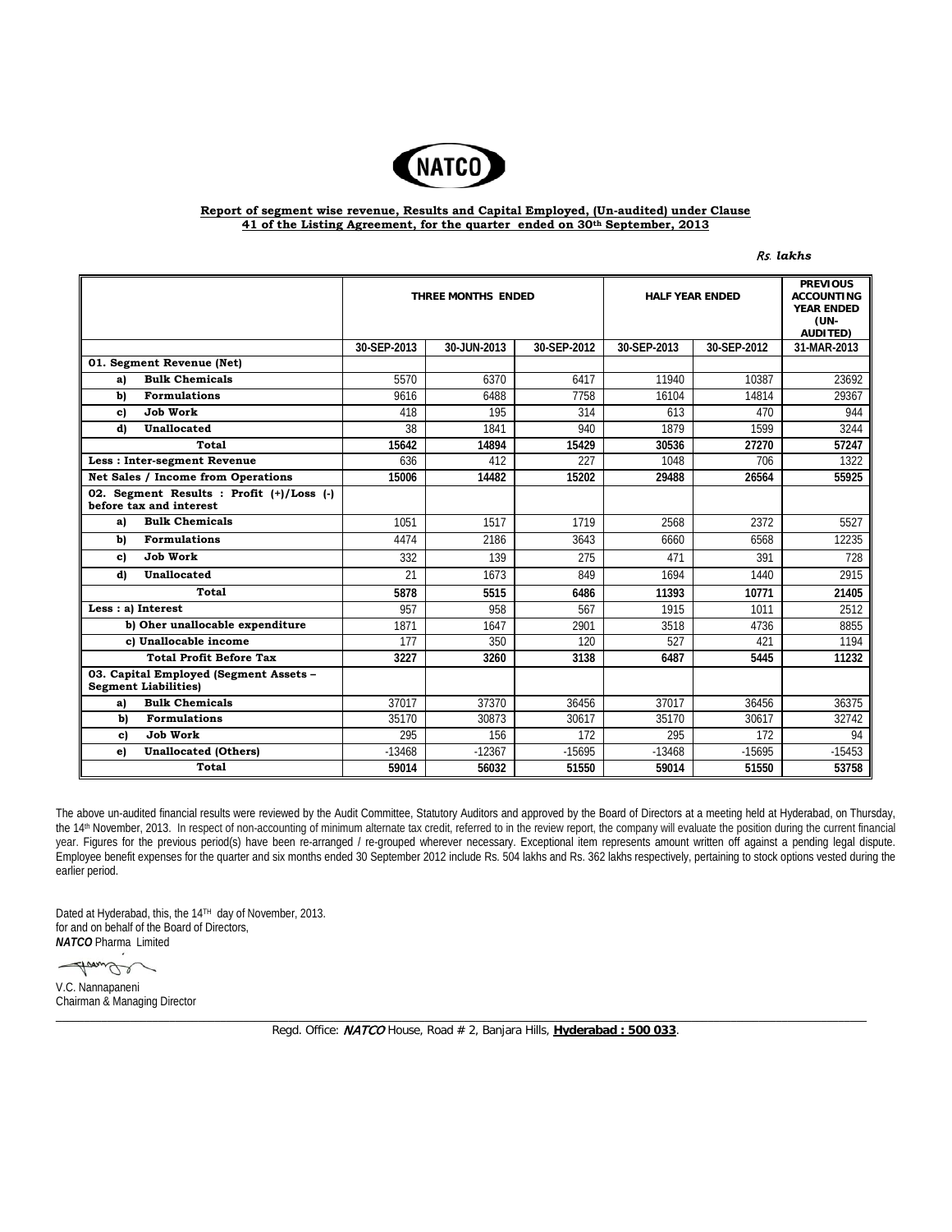NATCO

**Report of segment wise revenue, Results and Capital Employed, (Un-audited) under Clause 41 of the Listing Agreement, for the quarter ended on 30th September, 2013**

*Rs. lakhs*

| | THREE MONTHS ENDED | | | HALF YEAR ENDED | | PREVIOUS ACCOUNTING YEAR ENDED (UN-AUDITED) |
|---|---|---|---|---|---|---|
| | 30-SEP-2013 | 30-JUN-2013 | 30-SEP-2012 | 30-SEP-2013 | 30-SEP-2012 | 31-MAR-2013 |
| **01. Segment Revenue (Net)** | | | | | | |
| a) **Bulk Chemicals** | 5570 | 6370 | 6417 | 11940 | 10387 | 23692 |
| b) **Formulations** | 9616 | 6488 | 7758 | 16104 | 14814 | 29367 |
| c) **Job Work** | 418 | 195 | 314 | 613 | 470 | 944 |
| d) **Unallocated** | 38 | 1841 | 940 | 1879 | 1599 | 3244 |
| **Total** | **15642** | **14894** | **15429** | **30536** | **27270** | **57247** |
| **Less : Inter-segment Revenue** | 636 | 412 | 227 | 1048 | 706 | 1322 |
| **Net Sales / Income from Operations** | **15006** | **14482** | **15202** | **29488** | **26564** | **55925** |
| **02. Segment Results : Profit (+)/Loss (-) before tax and interest** | | | | | | |
| a) **Bulk Chemicals** | 1051 | 1517 | 1719 | 2568 | 2372 | 5527 |
| b) **Formulations** | 4474 | 2186 | 3643 | 6660 | 6568 | 12235 |
| c) **Job Work** | 332 | 139 | 275 | 471 | 391 | 728 |
| d) **Unallocated** | 21 | 1673 | 849 | 1694 | 1440 | 2915 |
| **Total** | **5878** | **5515** | **6486** | **11393** | **10771** | **21405** |
| **Less : a) Interest** | 957 | 958 | 567 | 1915 | 1011 | 2512 |
| **b) Oher unallocable expenditure** | 1871 | 1647 | 2901 | 3518 | 4736 | 8855 |
| **c) Unallocable income** | 177 | 350 | 120 | 527 | 421 | 1194 |
| **Total Profit Before Tax** | **3227** | **3260** | **3138** | **6487** | **5445** | **11232** |
| **03. Capital Employed (Segment Assets – Segment Liabilities)** | | | | | | |
| a) **Bulk Chemicals** | 37017 | 37370 | 36456 | 37017 | 36456 | 36375 |
| b) **Formulations** | 35170 | 30873 | 30617 | 35170 | 30617 | 32742 |
| c) **Job Work** | 295 | 156 | 172 | 295 | 172 | 94 |
| e) **Unallocated (Others)** | -13468 | -12367 | -15695 | -13468 | -15695 | -15453 |
| **Total** | **59014** | **56032** | **51550** | **59014** | **51550** | **53758** |

The above un-audited financial results were reviewed by the Audit Committee, Statutory Auditors and approved by the Board of Directors at a meeting held at Hyderabad, on Thursday, the 14th November, 2013. In respect of non-accounting of minimum alternate tax credit, referred to in the review report, the company will evaluate the position during the current financial year. Figures for the previous period(s) have been re-arranged / re-grouped wherever necessary. Exceptional item represents amount written off against a pending legal dispute. Employee benefit expenses for the quarter and six months ended 30 September 2012 include Rs. 504 lakhs and Rs. 362 lakhs respectively, pertaining to stock options vested during the earlier period.

Dated at Hyderabad, this, the 14TH day of November, 2013.
for and on behalf of the Board of Directors,
***NATCO*** Pharma Limited

V.C. Nannapaneni
Chairman & Managing Director

Regd. Office: *NATCO* House, Road # 2, Banjara Hills, **Hyderabad : 500 033**.